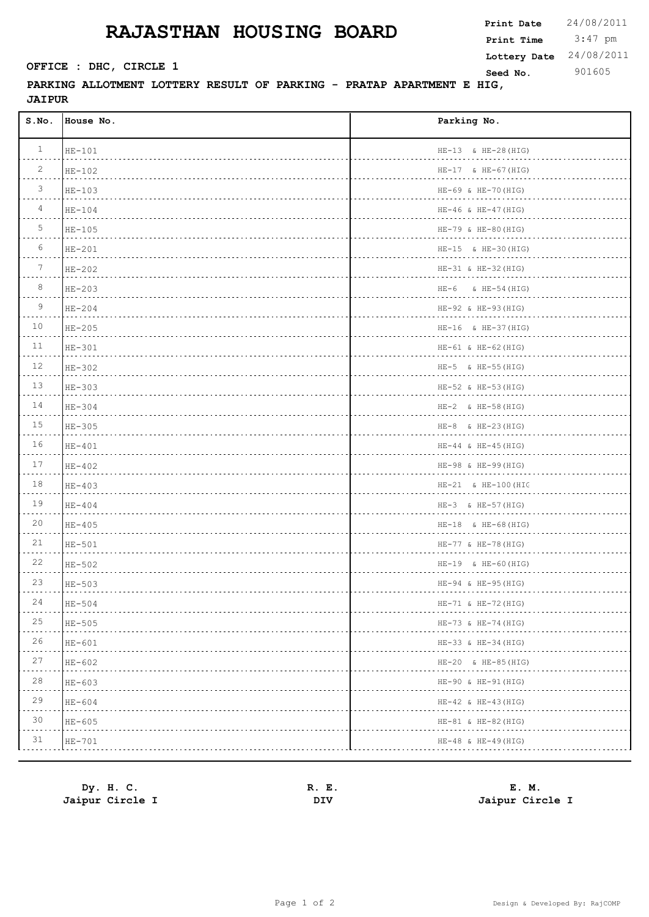# RAJASTHAN HOUSING BOARD

**Print Date** 24/08/2011
**Print Time** 3:47 pm
**Lottery Date** 24/08/2011
**Seed No.** 901605

**OFFICE : DHC, CIRCLE 1**

**PARKING ALLOTMENT LOTTERY RESULT OF PARKING - PRATAP APARTMENT E HIG, JAIPUR**

| S.No. | House No. | Parking No. |
|---|---|---|
| 1 | HE-101 | HE-13 & HE-28(HIG) |
| 2 | HE-102 | HE-17 & HE-67(HIG) |
| 3 | HE-103 | HE-69 & HE-70(HIG) |
| 4 | HE-104 | HE-46 & HE-47(HIG) |
| 5 | HE-105 | HE-79 & HE-80(HIG) |
| 6 | HE-201 | HE-15 & HE-30(HIG) |
| 7 | HE-202 | HE-31 & HE-32(HIG) |
| 8 | HE-203 | HE-6 & HE-54(HIG) |
| 9 | HE-204 | HE-92 & HE-93(HIG) |
| 10 | HE-205 | HE-16 & HE-37(HIG) |
| 11 | HE-301 | HE-61 & HE-62(HIG) |
| 12 | HE-302 | HE-5 & HE-55(HIG) |
| 13 | HE-303 | HE-52 & HE-53(HIG) |
| 14 | HE-304 | HE-2 & HE-58(HIG) |
| 15 | HE-305 | HE-8 & HE-23(HIG) |
| 16 | HE-401 | HE-44 & HE-45(HIG) |
| 17 | HE-402 | HE-98 & HE-99(HIG) |
| 18 | HE-403 | HE-21 & HE-100(HIG |
| 19 | HE-404 | HE-3 & HE-57(HIG) |
| 20 | HE-405 | HE-18 & HE-68(HIG) |
| 21 | HE-501 | HE-77 & HE-78(HIG) |
| 22 | HE-502 | HE-19 & HE-60(HIG) |
| 23 | HE-503 | HE-94 & HE-95(HIG) |
| 24 | HE-504 | HE-71 & HE-72(HIG) |
| 25 | HE-505 | HE-73 & HE-74(HIG) |
| 26 | HE-601 | HE-33 & HE-34(HIG) |
| 27 | HE-602 | HE-20 & HE-85(HIG) |
| 28 | HE-603 | HE-90 & HE-91(HIG) |
| 29 | HE-604 | HE-42 & HE-43(HIG) |
| 30 | HE-605 | HE-81 & HE-82(HIG) |
| 31 | HE-701 | HE-48 & HE-49(HIG) |

**Dy. H. C.**
**Jaipur Circle I**

**R. E.**
**DIV**

**E. M.**
**Jaipur Circle I**

Design & Developed By: RajCOMP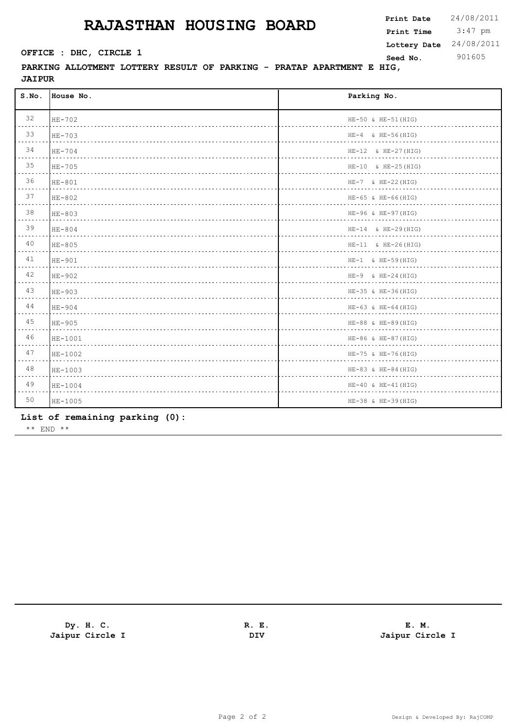# RAJASTHAN HOUSING BOARD

**Print Date** 24/08/2011
**Print Time** 3:47 pm
**Lottery Date** 24/08/2011
**Seed No.** 901605

**OFFICE : DHC, CIRCLE 1**

**PARKING ALLOTMENT LOTTERY RESULT OF PARKING - PRATAP APARTMENT E HIG, JAIPUR**

| S.No. | House No. | Parking No. |
|---|---|---|
| 32 | HE-702 | HE-50 & HE-51(HIG) |
| 33 | HE-703 | HE-4 & HE-56(HIG) |
| 34 | HE-704 | HE-12 & HE-27(HIG) |
| 35 | HE-705 | HE-10 & HE-25(HIG) |
| 36 | HE-801 | HE-7 & HE-22(HIG) |
| 37 | HE-802 | HE-65 & HE-66(HIG) |
| 38 | HE-803 | HE-96 & HE-97(HIG) |
| 39 | HE-804 | HE-14 & HE-29(HIG) |
| 40 | HE-805 | HE-11 & HE-26(HIG) |
| 41 | HE-901 | HE-1 & HE-59(HIG) |
| 42 | HE-902 | HE-9 & HE-24(HIG) |
| 43 | HE-903 | HE-35 & HE-36(HIG) |
| 44 | HE-904 | HE-63 & HE-64(HIG) |
| 45 | HE-905 | HE-88 & HE-89(HIG) |
| 46 | HE-1001 | HE-86 & HE-87(HIG) |
| 47 | HE-1002 | HE-75 & HE-76(HIG) |
| 48 | HE-1003 | HE-83 & HE-84(HIG) |
| 49 | HE-1004 | HE-40 & HE-41(HIG) |
| 50 | HE-1005 | HE-38 & HE-39(HIG) |

**List of remaining parking (0):**

** END **

| Dy. H. C. | R. E. | E. M. |
|---|---|---|
| Jaipur Circle I | DIV | Jaipur Circle I |

Design & Developed By: RajCOMP